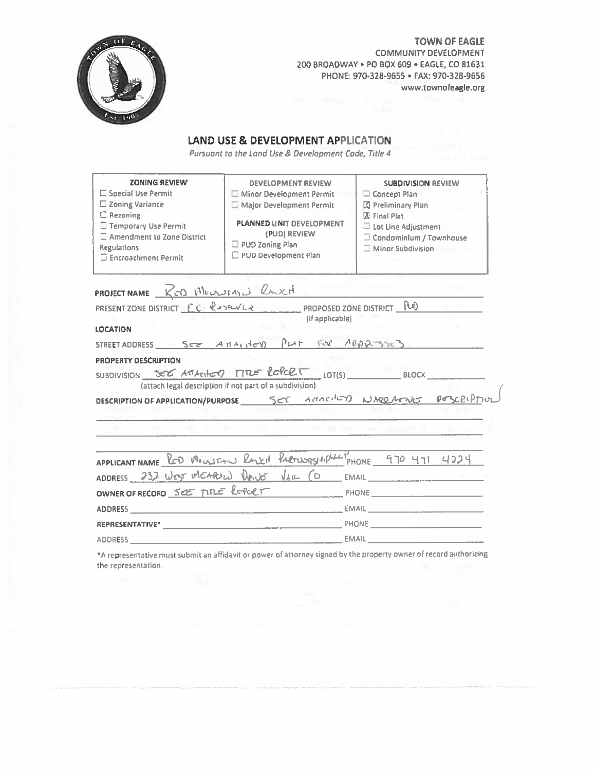**TOWN OF EAGLE**
COMMUNITY DEVELOPMENT
200 BROADWAY • PO BOX 609 • EAGLE, CO 81631
PHONE: 970-328-9655 • FAX: 970-328-9656
www.townofeagle.org

## LAND USE & DEVELOPMENT APPLICATION

*Pursuant to the Land Use & Development Code, Title 4*

| ZONING REVIEW | DEVELOPMENT REVIEW | SUBDIVISION REVIEW |
|---|---|---|
| ☐ Special Use Permit | ☐ Minor Development Permit | ☐ Concept Plan |
| ☐ Zoning Variance | ☐ Major Development Permit | ☒ Preliminary Plan |
| ☐ Rezoning | **PLANNED UNIT DEVELOPMENT (PUD) REVIEW** | ☒ Final Plat |
| ☐ Temporary Use Permit | ☐ PUD Zoning Plan | ☐ Lot Line Adjustment |
| ☐ Amendment to Zone District Regulations | ☐ PUD Development Plan | ☐ Condominium / Townhouse |
| ☐ Encroachment Permit | | ☐ Minor Subdivision |

**PROJECT NAME** Red Mountain Ranch

PRESENT ZONE DISTRICT CC Reserve PROPOSED ZONE DISTRICT (if applicable) RD

**LOCATION**

STREET ADDRESS See Attached Plat for Addresses

**PROPERTY DESCRIPTION**

SUBDIVISION See Attached Title Report LOT(S) ________ BLOCK ________
(attach legal description if not part of a subdivision)

**DESCRIPTION OF APPLICATION/PURPOSE** See Attached Narrative Description

**APPLICANT NAME** Red Mountain Ranch Partnership LLLP PHONE 970 471 4224

ADDRESS 232 West Meadow Drive Vail CO EMAIL ________

**OWNER OF RECORD** See Title Report PHONE ________

ADDRESS ________ EMAIL ________

**REPRESENTATIVE*** ________ PHONE ________

ADDRESS ________ EMAIL ________

*A representative must submit an affidavit or power of attorney signed by the property owner of record authorizing the representation.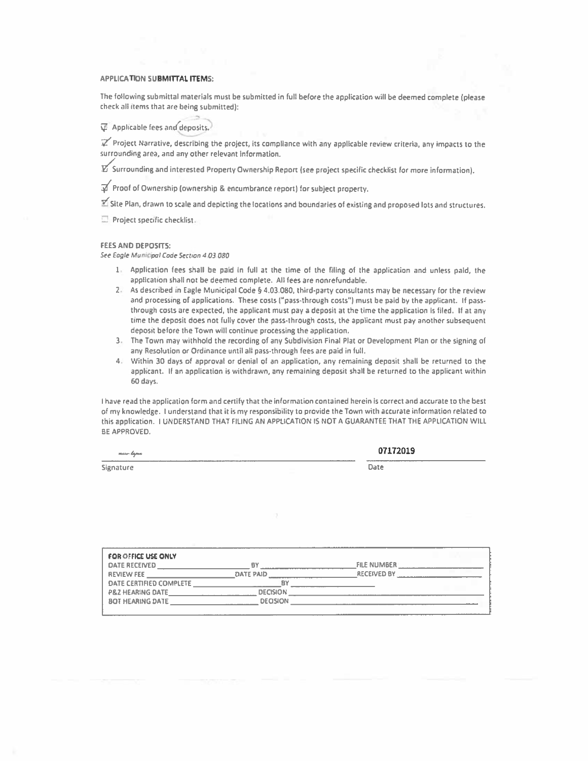**APPLICATION SUBMITTAL ITEMS:**

The following submittal materials must be submitted in full before the application will be deemed complete (please check all items that are being submitted):

- [x] Applicable fees and deposits.
- [x] Project Narrative, describing the project, its compliance with any applicable review criteria, any impacts to the surrounding area, and any other relevant information.
- [x] Surrounding and interested Property Ownership Report (see project specific checklist for more information).
- [x] Proof of Ownership (ownership & encumbrance report) for subject property.
- [x] Site Plan, drawn to scale and depicting the locations and boundaries of existing and proposed lots and structures.
- [ ] Project specific checklist.

**FEES AND DEPOSITS:**

*See Eagle Municipal Code Section 4.03.080*

1. Application fees shall be paid in full at the time of the filing of the application and unless paid, the application shall not be deemed complete. All fees are nonrefundable.
2. As described in Eagle Municipal Code § 4.03.080, third-party consultants may be necessary for the review and processing of applications. These costs ("pass-through costs") must be paid by the applicant. If pass-through costs are expected, the applicant must pay a deposit at the time the application is filed. If at any time the deposit does not fully cover the pass-through costs, the applicant must pay another subsequent deposit before the Town will continue processing the application.
3. The Town may withhold the recording of any Subdivision Final Plat or Development Plan or the signing of any Resolution or Ordinance until all pass-through fees are paid in full.
4. Within 30 days of approval or denial of an application, any remaining deposit shall be returned to the applicant. If an application is withdrawn, any remaining deposit shall be returned to the applicant within 60 days.

I have read the application form and certify that the information contained herein is correct and accurate to the best of my knowledge. I understand that it is my responsibility to provide the Town with accurate information related to this application. I UNDERSTAND THAT FILING AN APPLICATION IS NOT A GUARANTEE THAT THE APPLICATION WILL BE APPROVED.

| Signature | Date |
|---|---|
| *(signed)* | 07172019 |

**FOR OFFICE USE ONLY**

DATE RECEIVED ______ BY ______ FILE NUMBER ______

REVIEW FEE ______ DATE PAID ______ RECEIVED BY ______

DATE CERTIFIED COMPLETE ______ BY ______

P&Z HEARING DATE ______ DECISION ______

BOT HEARING DATE ______ DECISION ______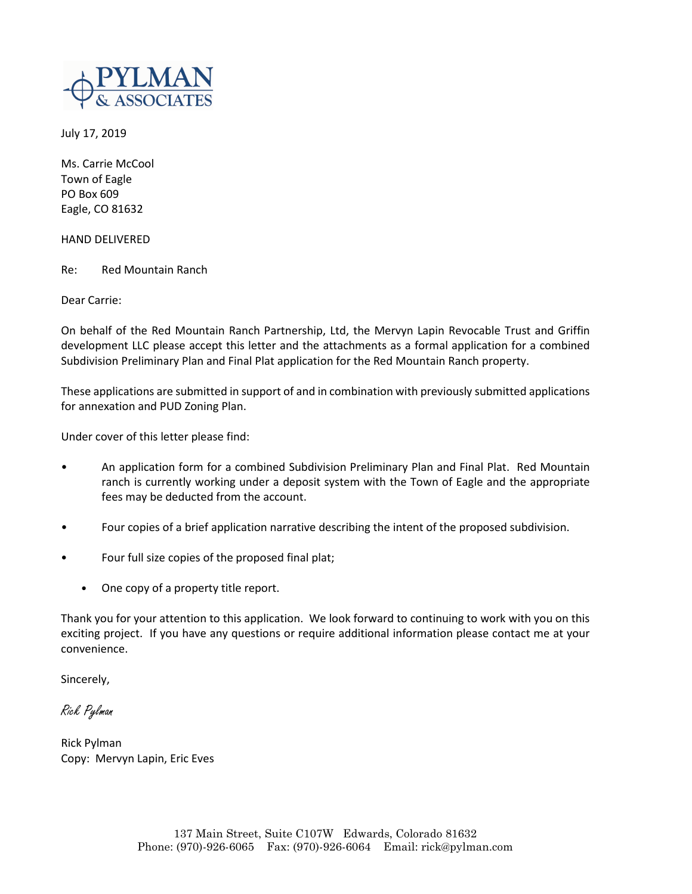**PYLMAN & ASSOCIATES**

July 17, 2019

Ms. Carrie McCool
Town of Eagle
PO Box 609
Eagle, CO 81632

HAND DELIVERED

Re: Red Mountain Ranch

Dear Carrie:

On behalf of the Red Mountain Ranch Partnership, Ltd, the Mervyn Lapin Revocable Trust and Griffin development LLC please accept this letter and the attachments as a formal application for a combined Subdivision Preliminary Plan and Final Plat application for the Red Mountain Ranch property.

These applications are submitted in support of and in combination with previously submitted applications for annexation and PUD Zoning Plan.

Under cover of this letter please find:

- An application form for a combined Subdivision Preliminary Plan and Final Plat. Red Mountain ranch is currently working under a deposit system with the Town of Eagle and the appropriate fees may be deducted from the account.
- Four copies of a brief application narrative describing the intent of the proposed subdivision.
- Four full size copies of the proposed final plat;
- One copy of a property title report.

Thank you for your attention to this application. We look forward to continuing to work with you on this exciting project. If you have any questions or require additional information please contact me at your convenience.

Sincerely,

*Rick Pylman*

Rick Pylman
Copy: Mervyn Lapin, Eric Eves

137 Main Street, Suite C107W Edwards, Colorado 81632
Phone: (970)-926-6065 Fax: (970)-926-6064 Email: rick@pylman.com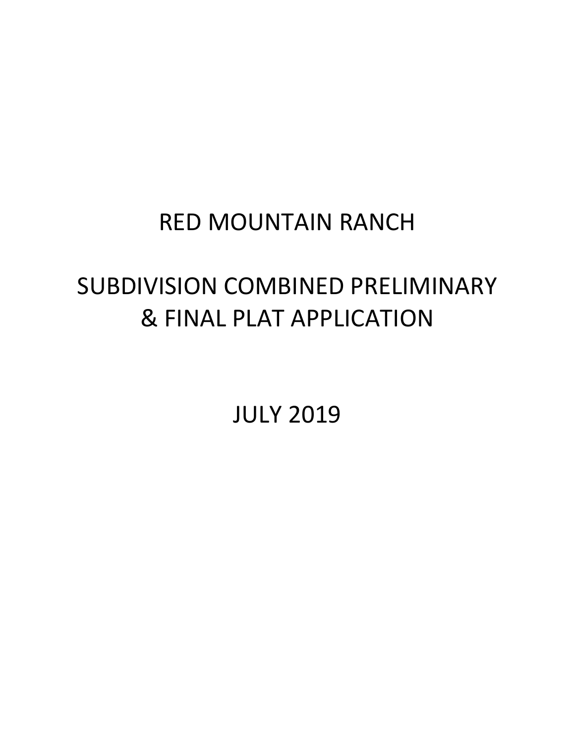# RED MOUNTAIN RANCH

# SUBDIVISION COMBINED PRELIMINARY & FINAL PLAT APPLICATION

# JULY 2019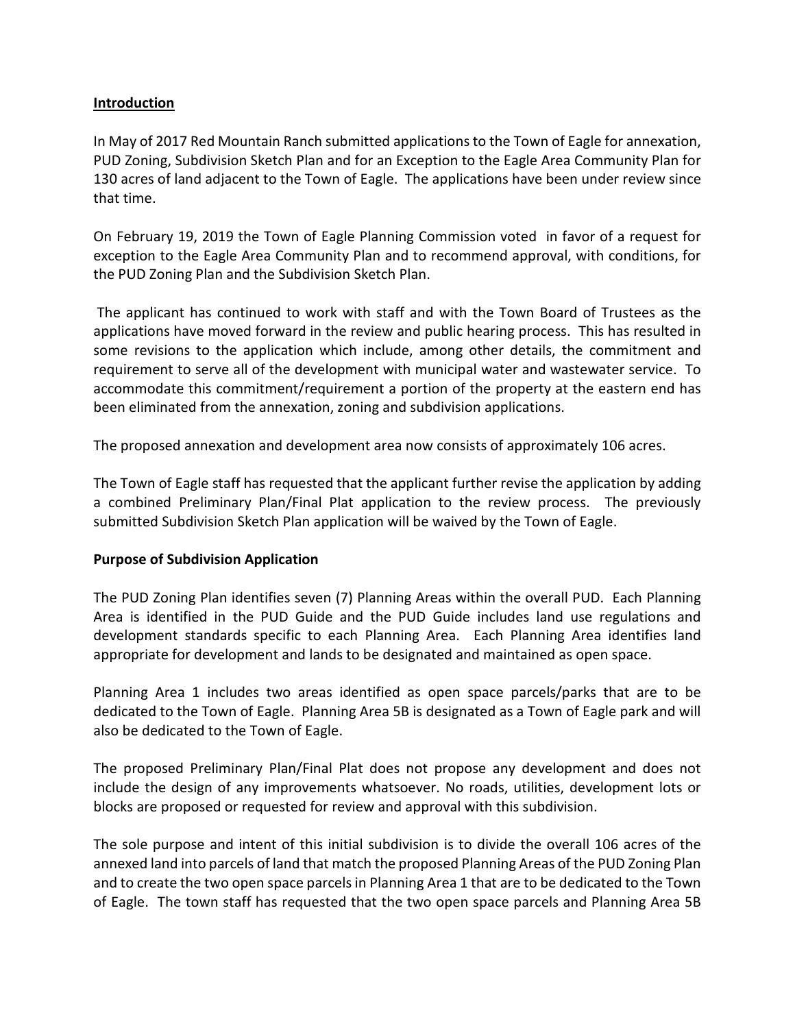## **Introduction**

In May of 2017 Red Mountain Ranch submitted applications to the Town of Eagle for annexation, PUD Zoning, Subdivision Sketch Plan and for an Exception to the Eagle Area Community Plan for 130 acres of land adjacent to the Town of Eagle. The applications have been under review since that time.

On February 19, 2019 the Town of Eagle Planning Commission voted in favor of a request for exception to the Eagle Area Community Plan and to recommend approval, with conditions, for the PUD Zoning Plan and the Subdivision Sketch Plan.

The applicant has continued to work with staff and with the Town Board of Trustees as the applications have moved forward in the review and public hearing process. This has resulted in some revisions to the application which include, among other details, the commitment and requirement to serve all of the development with municipal water and wastewater service. To accommodate this commitment/requirement a portion of the property at the eastern end has been eliminated from the annexation, zoning and subdivision applications.

The proposed annexation and development area now consists of approximately 106 acres.

The Town of Eagle staff has requested that the applicant further revise the application by adding a combined Preliminary Plan/Final Plat application to the review process. The previously submitted Subdivision Sketch Plan application will be waived by the Town of Eagle.

## **Purpose of Subdivision Application**

The PUD Zoning Plan identifies seven (7) Planning Areas within the overall PUD. Each Planning Area is identified in the PUD Guide and the PUD Guide includes land use regulations and development standards specific to each Planning Area. Each Planning Area identifies land appropriate for development and lands to be designated and maintained as open space.

Planning Area 1 includes two areas identified as open space parcels/parks that are to be dedicated to the Town of Eagle. Planning Area 5B is designated as a Town of Eagle park and will also be dedicated to the Town of Eagle.

The proposed Preliminary Plan/Final Plat does not propose any development and does not include the design of any improvements whatsoever. No roads, utilities, development lots or blocks are proposed or requested for review and approval with this subdivision.

The sole purpose and intent of this initial subdivision is to divide the overall 106 acres of the annexed land into parcels of land that match the proposed Planning Areas of the PUD Zoning Plan and to create the two open space parcels in Planning Area 1 that are to be dedicated to the Town of Eagle. The town staff has requested that the two open space parcels and Planning Area 5B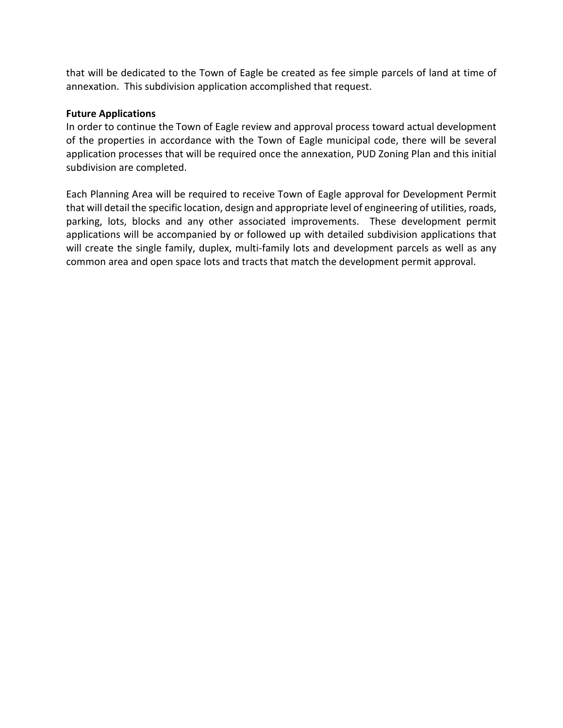that will be dedicated to the Town of Eagle be created as fee simple parcels of land at time of annexation. This subdivision application accomplished that request.

**Future Applications**

In order to continue the Town of Eagle review and approval process toward actual development of the properties in accordance with the Town of Eagle municipal code, there will be several application processes that will be required once the annexation, PUD Zoning Plan and this initial subdivision are completed.

Each Planning Area will be required to receive Town of Eagle approval for Development Permit that will detail the specific location, design and appropriate level of engineering of utilities, roads, parking, lots, blocks and any other associated improvements. These development permit applications will be accompanied by or followed up with detailed subdivision applications that will create the single family, duplex, multi-family lots and development parcels as well as any common area and open space lots and tracts that match the development permit approval.